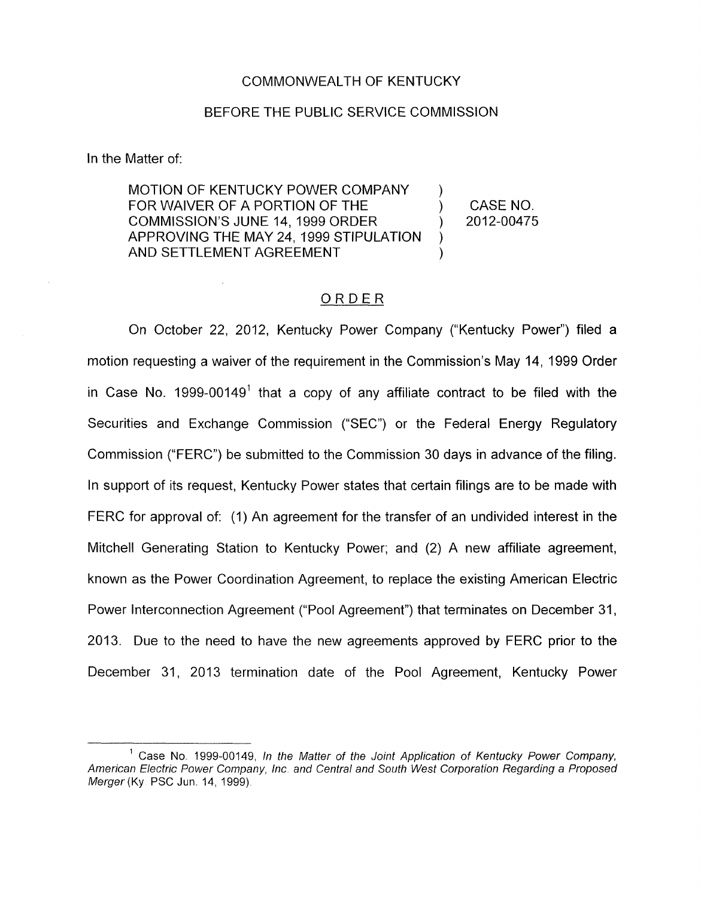COMMONWEALTH OF KENTUCKY

BEFORE THE PUBLIC SERVICE COMMISSION

In the Matter of:

| | | |
|---|---|---|
| MOTION OF KENTUCKY POWER COMPANY FOR WAIVER OF A PORTION OF THE COMMISSION'S JUNE 14, 1999 ORDER APPROVING THE MAY 24, 1999 STIPULATION AND SETTLEMENT AGREEMENT | ) ) ) ) ) | CASE NO. 2012-00475 |

ORDER

On October 22, 2012, Kentucky Power Company ("Kentucky Power") filed a motion requesting a waiver of the requirement in the Commission's May 14, 1999 Order in Case No. 1999-00149[1] that a copy of any affiliate contract to be filed with the Securities and Exchange Commission ("SEC") or the Federal Energy Regulatory Commission ("FERC") be submitted to the Commission 30 days in advance of the filing. In support of its request, Kentucky Power states that certain filings are to be made with FERC for approval of: (1) An agreement for the transfer of an undivided interest in the Mitchell Generating Station to Kentucky Power; and (2) A new affiliate agreement, known as the Power Coordination Agreement, to replace the existing American Electric Power Interconnection Agreement ("Pool Agreement") that terminates on December 31, 2013. Due to the need to have the new agreements approved by FERC prior to the December 31, 2013 termination date of the Pool Agreement, Kentucky Power

---

[1] Case No. 1999-00149, *In the Matter of the Joint Application of Kentucky Power Company, American Electric Power Company, Inc. and Central and South West Corporation Regarding a Proposed Merger* (Ky. PSC Jun. 14, 1999).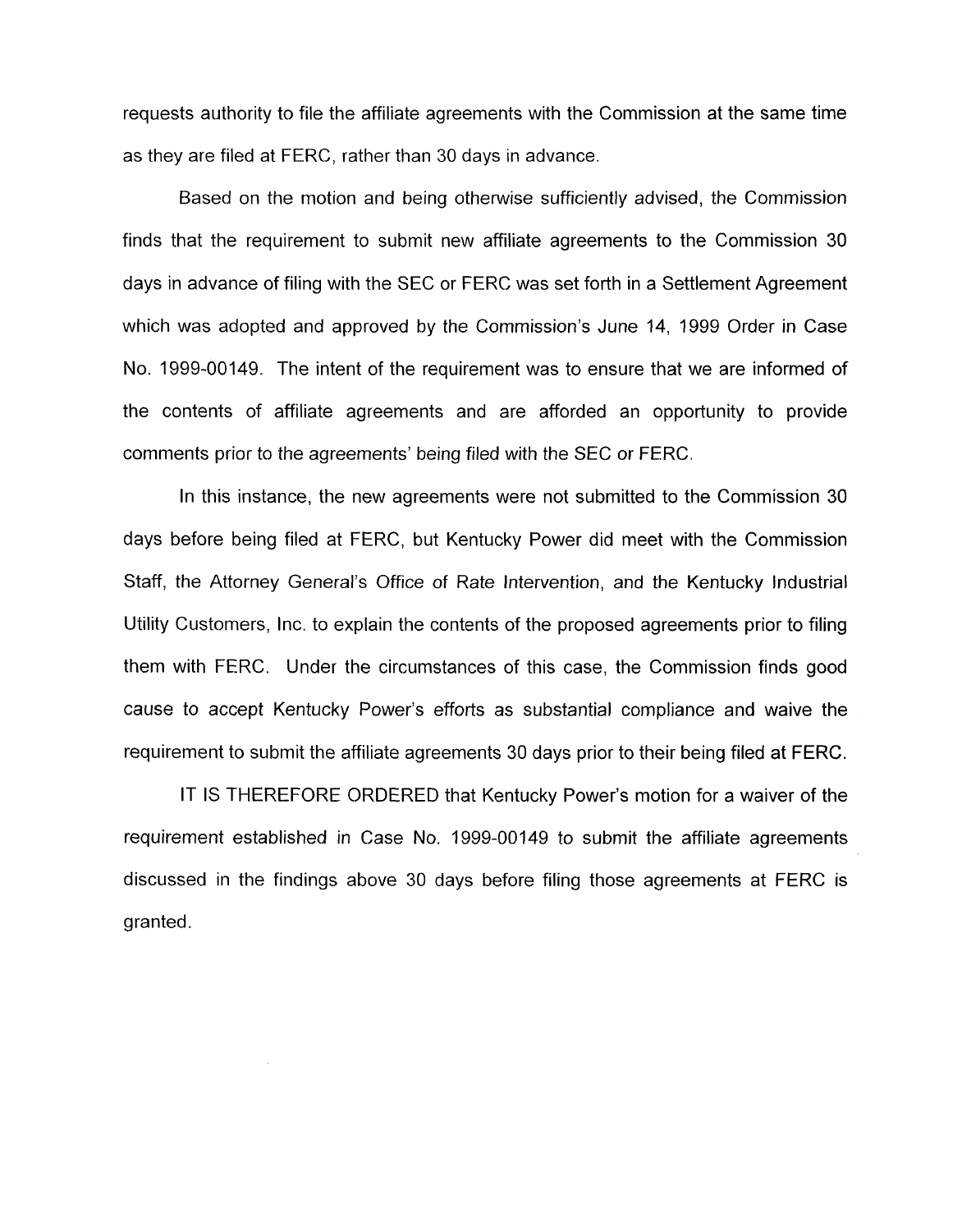requests authority to file the affiliate agreements with the Commission at the same time as they are filed at FERC, rather than 30 days in advance.

Based on the motion and being otherwise sufficiently advised, the Commission finds that the requirement to submit new affiliate agreements to the Commission 30 days in advance of filing with the SEC or FERC was set forth in a Settlement Agreement which was adopted and approved by the Commission's June 14, 1999 Order in Case No. 1999-00149. The intent of the requirement was to ensure that we are informed of the contents of affiliate agreements and are afforded an opportunity to provide comments prior to the agreements' being filed with the SEC or FERC.

In this instance, the new agreements were not submitted to the Commission 30 days before being filed at FERC, but Kentucky Power did meet with the Commission Staff, the Attorney General's Office of Rate Intervention, and the Kentucky Industrial Utility Customers, Inc. to explain the contents of the proposed agreements prior to filing them with FERC. Under the circumstances of this case, the Commission finds good cause to accept Kentucky Power's efforts as substantial compliance and waive the requirement to submit the affiliate agreements 30 days prior to their being filed at FERC.

IT IS THEREFORE ORDERED that Kentucky Power's motion for a waiver of the requirement established in Case No. 1999-00149 to submit the affiliate agreements discussed in the findings above 30 days before filing those agreements at FERC is granted.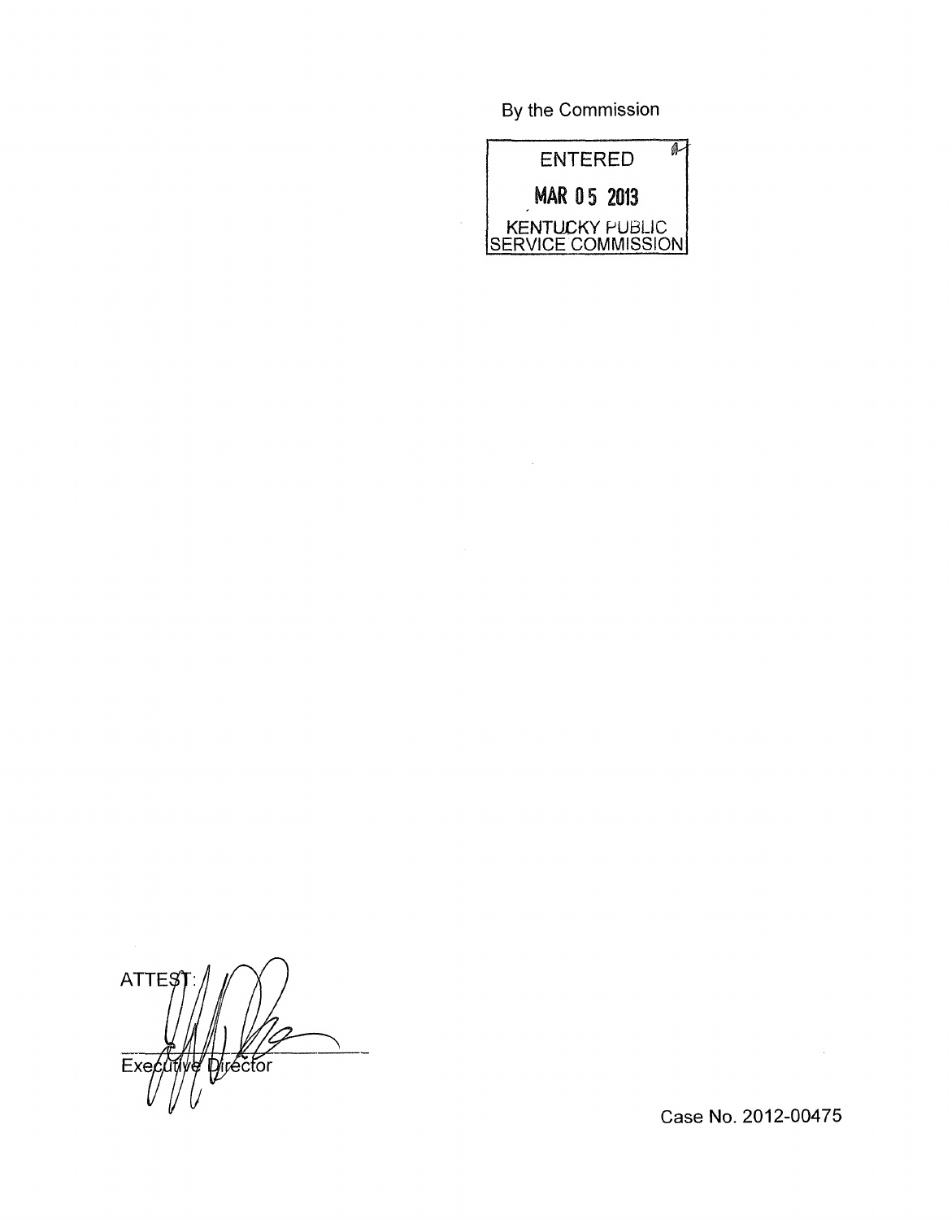By the Commission

ENTERED

MAR 05 2013

KENTUCKY PUBLIC SERVICE COMMISSION

ATTEST:

Executive Director

Case No. 2012-00475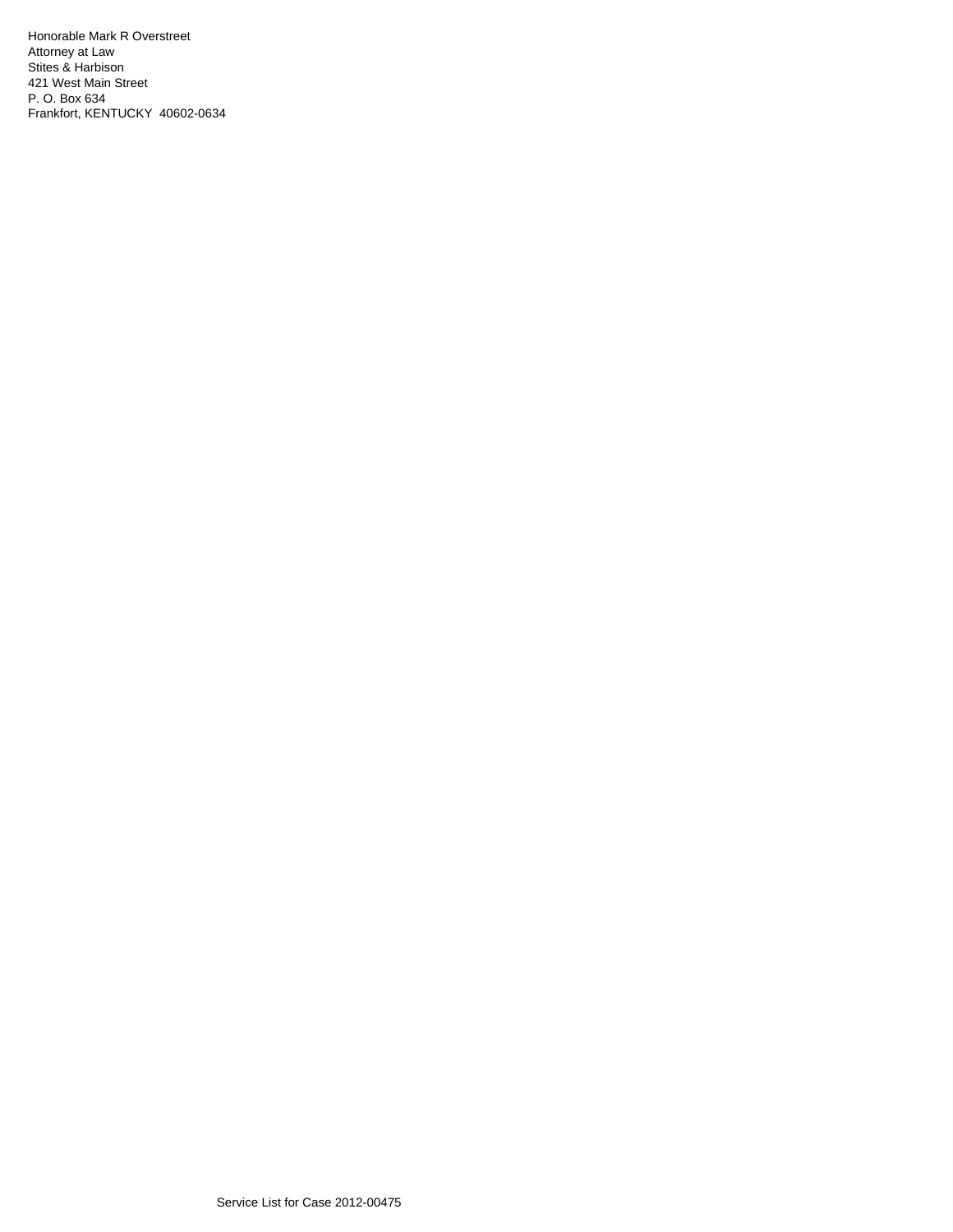Honorable Mark R Overstreet
Attorney at Law
Stites & Harbison
421 West Main Street
P. O. Box 634
Frankfort, KENTUCKY 40602-0634

Service List for Case 2012-00475